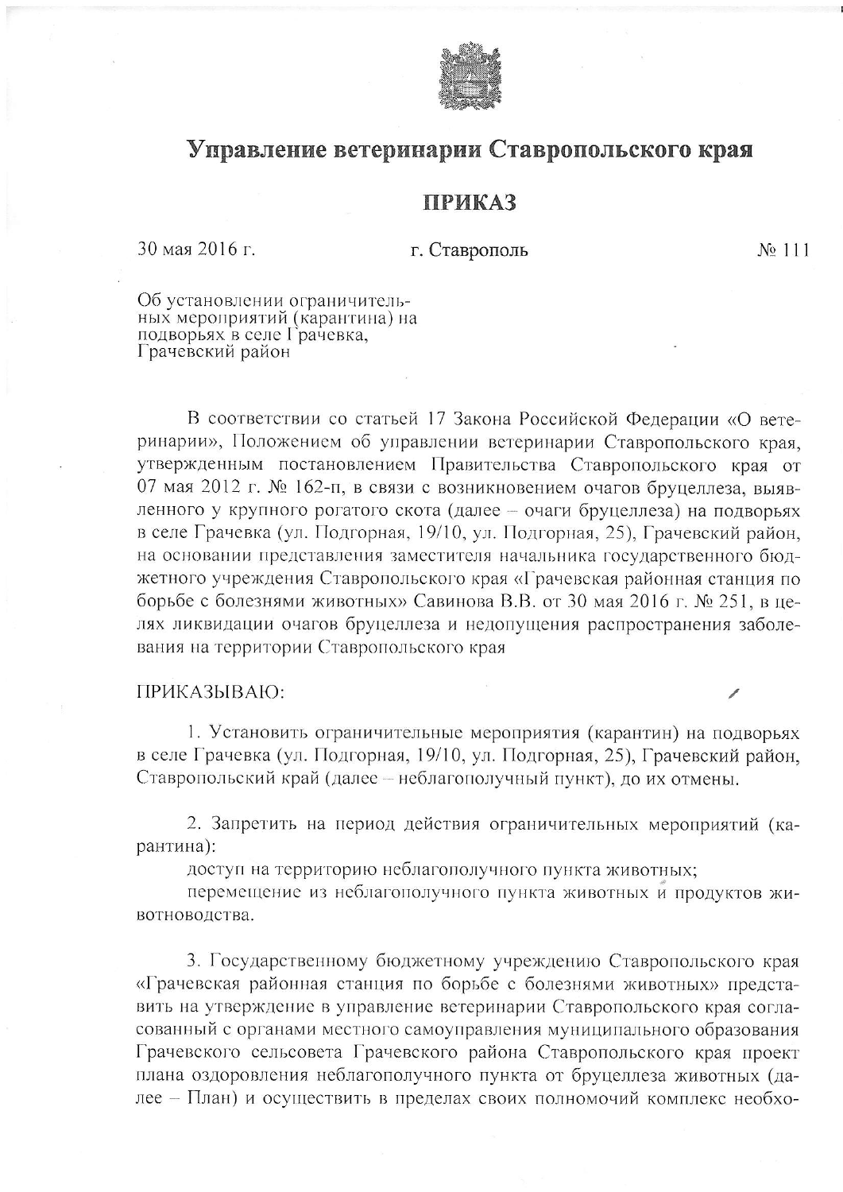# Управление ветеринарии Ставропольского края

## ПРИКАЗ

30 мая 2016 г. г. Ставрополь № 111

Об установлении ограничительных мероприятий (карантина) на подворьях в селе Грачевка, Грачевский район

В соответствии со статьей 17 Закона Российской Федерации «О ветеринарии», Положением об управлении ветеринарии Ставропольского края, утвержденным постановлением Правительства Ставропольского края от 07 мая 2012 г. № 162-п, в связи с возникновением очагов бруцеллеза, выявленного у крупного рогатого скота (далее – очаги бруцеллеза) на подворьях в селе Грачевка (ул. Подгорная, 19/10, ул. Подгорная, 25), Грачевский район, на основании представления заместителя начальника государственного бюджетного учреждения Ставропольского края «Грачевская районная станция по борьбе с болезнями животных» Савинова В.В. от 30 мая 2016 г. № 251, в целях ликвидации очагов бруцеллеза и недопущения распространения заболевания на территории Ставропольского края

ПРИКАЗЫВАЮ:

1. Установить ограничительные мероприятия (карантин) на подворьях в селе Грачевка (ул. Подгорная, 19/10, ул. Подгорная, 25), Грачевский район, Ставропольский край (далее – неблагополучный пункт), до их отмены.

2. Запретить на период действия ограничительных мероприятий (карантина):

доступ на территорию неблагополучного пункта животных;

перемещение из неблагополучного пункта животных и продуктов животноводства.

3. Государственному бюджетному учреждению Ставропольского края «Грачевская районная станция по борьбе с болезнями животных» представить на утверждение в управление ветеринарии Ставропольского края согласованный с органами местного самоуправления муниципального образования Грачевского сельсовета Грачевского района Ставропольского края проект плана оздоровления неблагополучного пункта от бруцеллеза животных (далее – План) и осуществить в пределах своих полномочий комплекс необхо-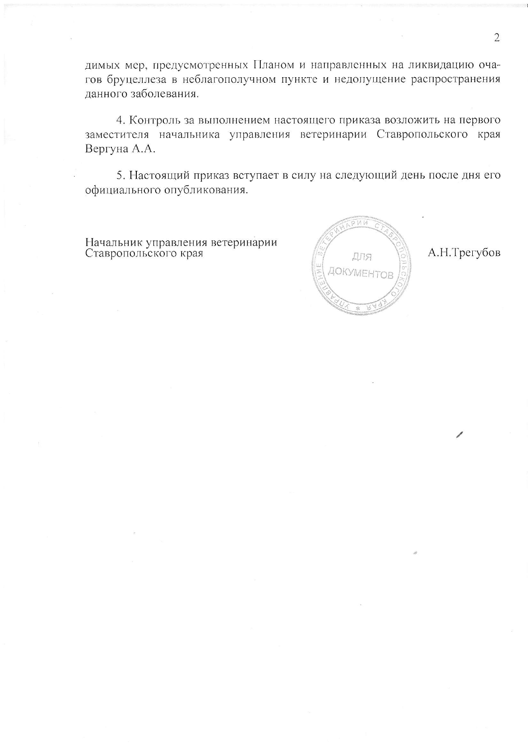димых мер, предусмотренных Планом и направленных на ликвидацию очагов бруцеллеза в неблагополучном пункте и недопущение распространения данного заболевания.

4. Контроль за выполнением настоящего приказа возложить на первого заместителя начальника управления ветеринарии Ставропольского края Вергуна А.А.

5. Настоящий приказ вступает в силу на следующий день после дня его официального опубликования.

Начальник управления ветеринарии
Ставропольского края

А.Н.Трегубов